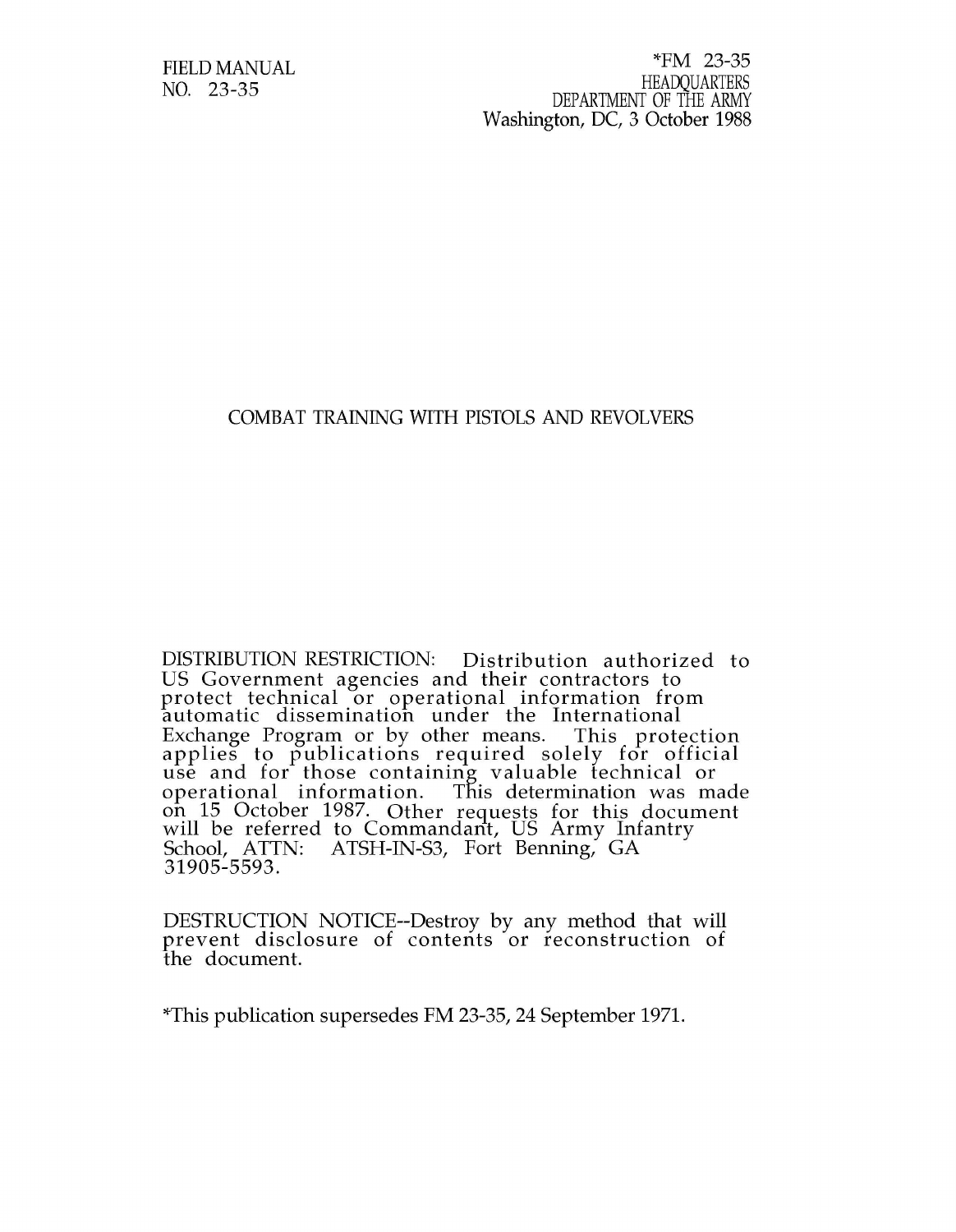FIELD MANUAL
NO. 23-35

*FM 23-35
HEADQUARTERS
DEPARTMENT OF THE ARMY
Washington, DC, 3 October 1988

# COMBAT TRAINING WITH PISTOLS AND REVOLVERS

DISTRIBUTION RESTRICTION: Distribution authorized to US Government agencies and their contractors to protect technical or operational information from automatic dissemination under the International Exchange Program or by other means. This protection applies to publications required solely for official use and for those containing valuable technical or operational information. This determination was made on 15 October 1987. Other requests for this document will be referred to Commandant, US Army Infantry School, ATTN: ATSH-IN-S3, Fort Benning, GA 31905-5593.

DESTRUCTION NOTICE--Destroy by any method that will prevent disclosure of contents or reconstruction of the document.

*This publication supersedes FM 23-35, 24 September 1971.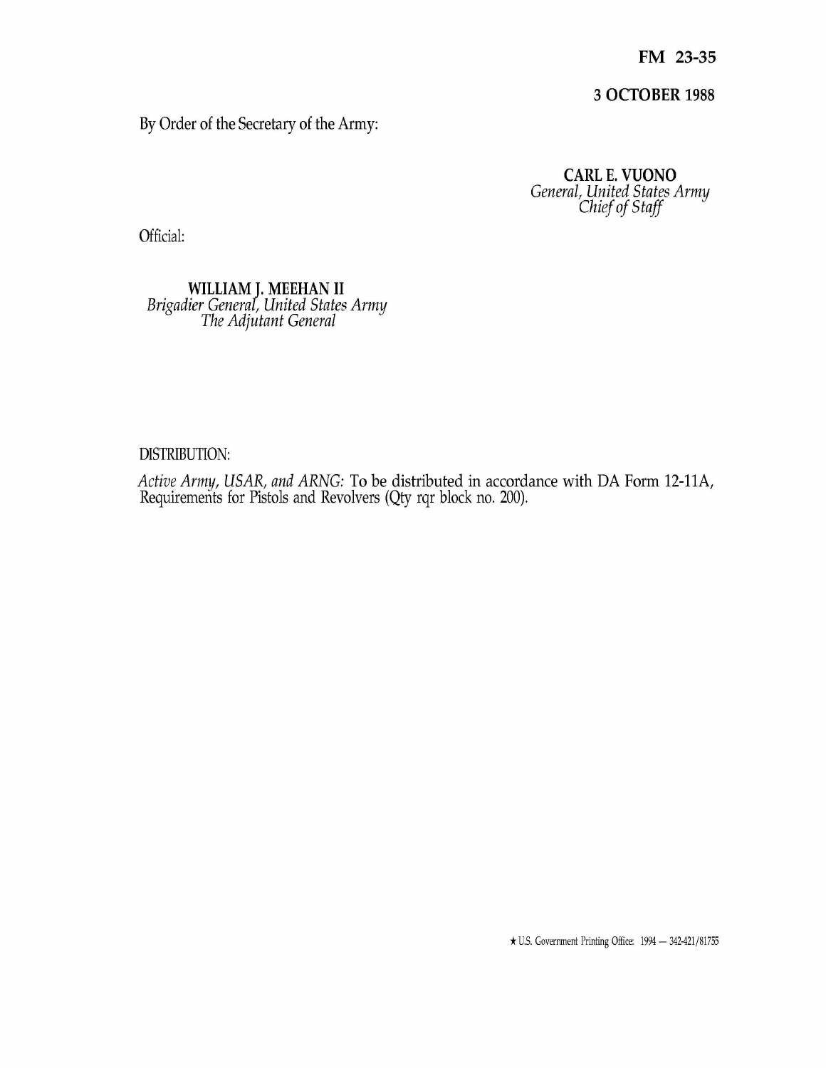**FM 23-35**

**3 OCTOBER 1988**

By Order of the Secretary of the Army:

**CARL E. VUONO**
*General, United States Army*
*Chief of Staff*

Official:

**WILLIAM J. MEEHAN II**
*Brigadier General, United States Army*
*The Adjutant General*

DISTRIBUTION:

*Active Army, USAR, and ARNG:* To be distributed in accordance with DA Form 12-11A, Requirements for Pistols and Revolvers (Qty rqr block no. 200).

★ U.S. Government Printing Office: 1994 — 342-421/81755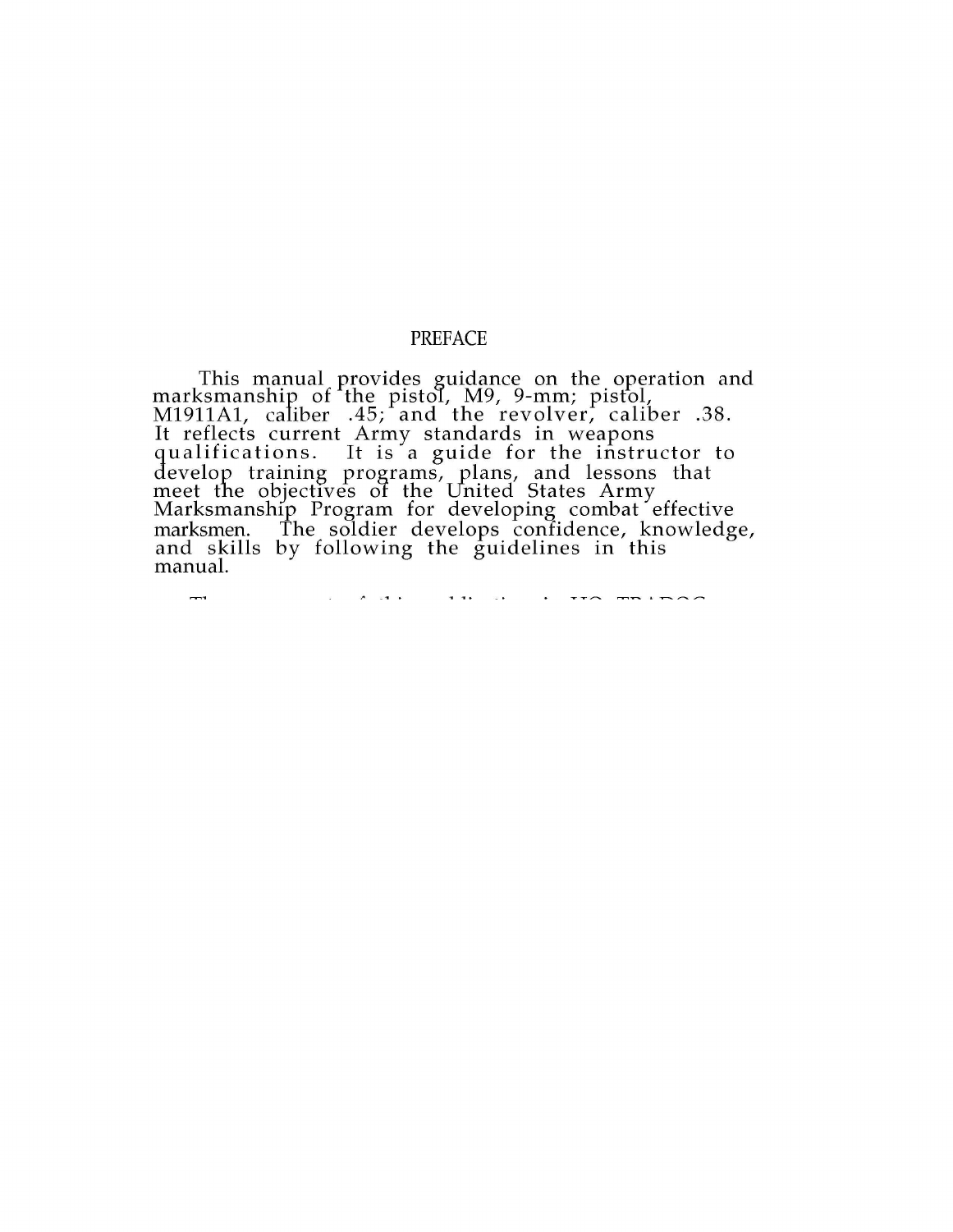# PREFACE

This manual provides guidance on the operation and marksmanship of the pistol, M9, 9-mm; pistol, M1911A1, caliber .45; and the revolver, caliber .38. It reflects current Army standards in weapons qualifications. It is a guide for the instructor to develop training programs, plans, and lessons that meet the objectives of the United States Army Marksmanship Program for developing combat effective marksmen. The soldier develops confidence, knowledge, and skills by following the guidelines in this manual.

The proponent of this publication is HQ TRADOC